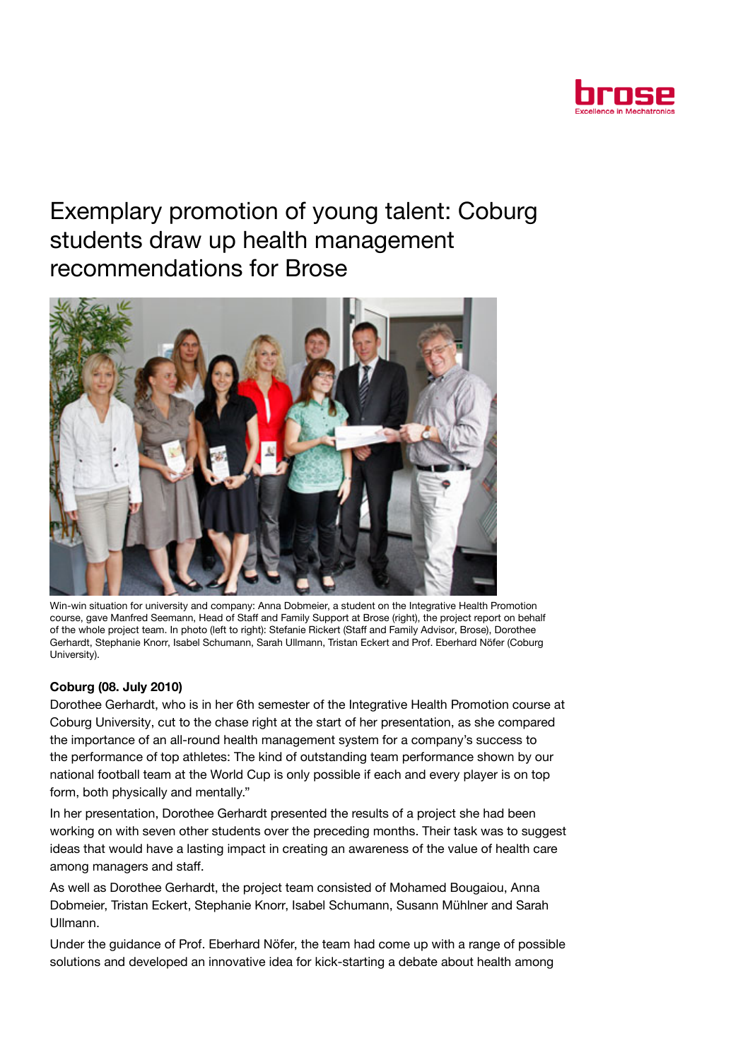# Exemplary promotion of young talent: Coburg students draw up health management recommendations for Brose

Win-win situation for university and company: Anna Dobmeier, a student on the Integrative Health Promotion course, gave Manfred Seemann, Head of Staff and Family Support at Brose (right), the project report on behalf of the whole project team. In photo (left to right): Stefanie Rickert (Staff and Family Advisor, Brose), Dorothee Gerhardt, Stephanie Knorr, Isabel Schumann, Sarah Ullmann, Tristan Eckert and Prof. Eberhard Nöfer (Coburg University).

**Coburg (08. July 2010)**

Dorothee Gerhardt, who is in her 6th semester of the Integrative Health Promotion course at Coburg University, cut to the chase right at the start of her presentation, as she compared the importance of an all-round health management system for a company's success to the performance of top athletes: The kind of outstanding team performance shown by our national football team at the World Cup is only possible if each and every player is on top form, both physically and mentally."

In her presentation, Dorothee Gerhardt presented the results of a project she had been working on with seven other students over the preceding months. Their task was to suggest ideas that would have a lasting impact in creating an awareness of the value of health care among managers and staff.

As well as Dorothee Gerhardt, the project team consisted of Mohamed Bougaiou, Anna Dobmeier, Tristan Eckert, Stephanie Knorr, Isabel Schumann, Susann Mühlner and Sarah Ullmann.

Under the guidance of Prof. Eberhard Nöfer, the team had come up with a range of possible solutions and developed an innovative idea for kick-starting a debate about health among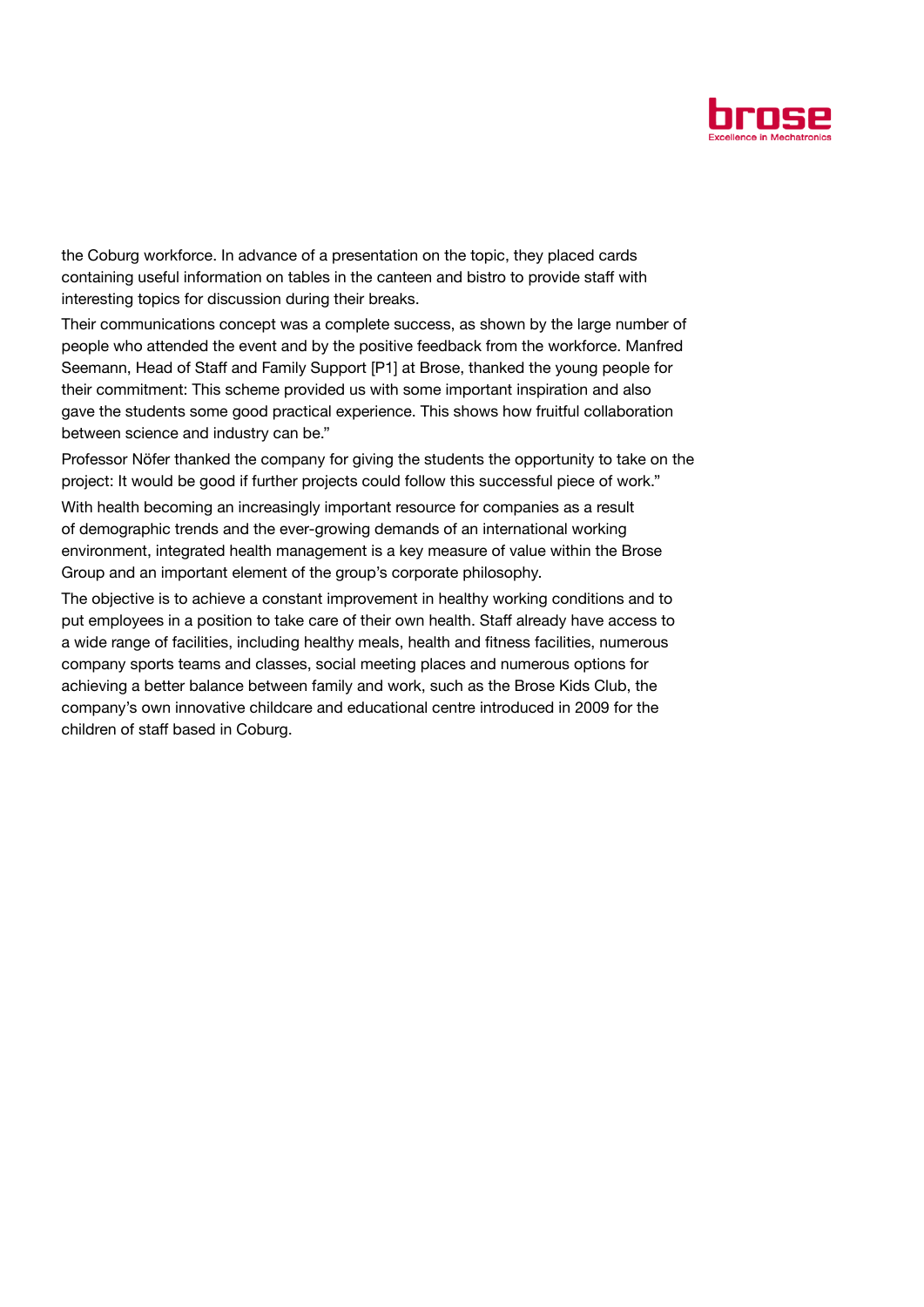the Coburg workforce. In advance of a presentation on the topic, they placed cards containing useful information on tables in the canteen and bistro to provide staff with interesting topics for discussion during their breaks.

Their communications concept was a complete success, as shown by the large number of people who attended the event and by the positive feedback from the workforce. Manfred Seemann, Head of Staff and Family Support [P1] at Brose, thanked the young people for their commitment: This scheme provided us with some important inspiration and also gave the students some good practical experience. This shows how fruitful collaboration between science and industry can be."

Professor Nöfer thanked the company for giving the students the opportunity to take on the project: It would be good if further projects could follow this successful piece of work."

With health becoming an increasingly important resource for companies as a result of demographic trends and the ever-growing demands of an international working environment, integrated health management is a key measure of value within the Brose Group and an important element of the group's corporate philosophy.

The objective is to achieve a constant improvement in healthy working conditions and to put employees in a position to take care of their own health. Staff already have access to a wide range of facilities, including healthy meals, health and fitness facilities, numerous company sports teams and classes, social meeting places and numerous options for achieving a better balance between family and work, such as the Brose Kids Club, the company's own innovative childcare and educational centre introduced in 2009 for the children of staff based in Coburg.